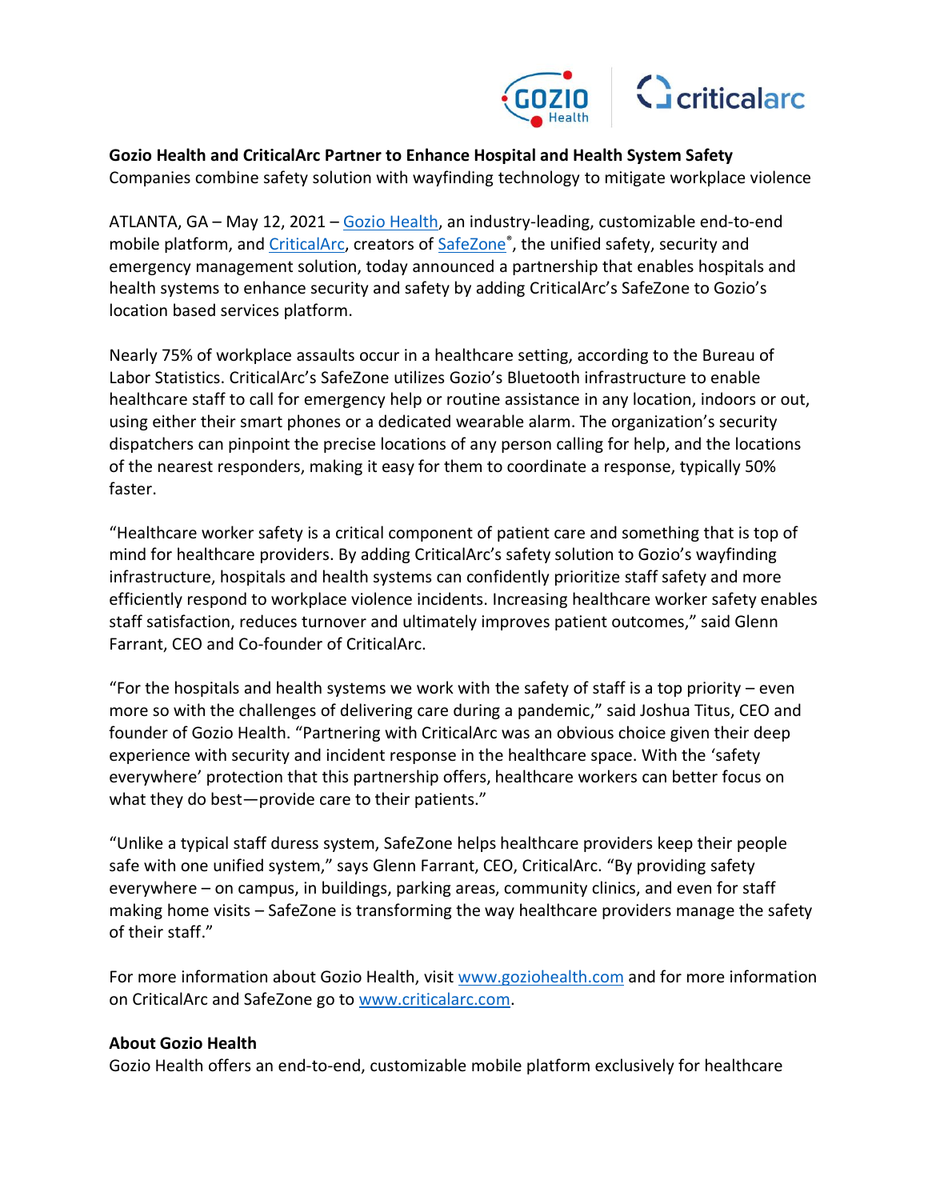**Gozio Health and CriticalArc Partner to Enhance Hospital and Health System Safety**
Companies combine safety solution with wayfinding technology to mitigate workplace violence

ATLANTA, GA – May 12, 2021 – Gozio Health, an industry-leading, customizable end-to-end mobile platform, and CriticalArc, creators of SafeZone®, the unified safety, security and emergency management solution, today announced a partnership that enables hospitals and health systems to enhance security and safety by adding CriticalArc's SafeZone to Gozio's location based services platform.

Nearly 75% of workplace assaults occur in a healthcare setting, according to the Bureau of Labor Statistics. CriticalArc's SafeZone utilizes Gozio's Bluetooth infrastructure to enable healthcare staff to call for emergency help or routine assistance in any location, indoors or out, using either their smart phones or a dedicated wearable alarm. The organization's security dispatchers can pinpoint the precise locations of any person calling for help, and the locations of the nearest responders, making it easy for them to coordinate a response, typically 50% faster.

"Healthcare worker safety is a critical component of patient care and something that is top of mind for healthcare providers. By adding CriticalArc's safety solution to Gozio's wayfinding infrastructure, hospitals and health systems can confidently prioritize staff safety and more efficiently respond to workplace violence incidents. Increasing healthcare worker safety enables staff satisfaction, reduces turnover and ultimately improves patient outcomes," said Glenn Farrant, CEO and Co-founder of CriticalArc.

"For the hospitals and health systems we work with the safety of staff is a top priority – even more so with the challenges of delivering care during a pandemic," said Joshua Titus, CEO and founder of Gozio Health. "Partnering with CriticalArc was an obvious choice given their deep experience with security and incident response in the healthcare space. With the 'safety everywhere' protection that this partnership offers, healthcare workers can better focus on what they do best—provide care to their patients."

"Unlike a typical staff duress system, SafeZone helps healthcare providers keep their people safe with one unified system," says Glenn Farrant, CEO, CriticalArc. "By providing safety everywhere – on campus, in buildings, parking areas, community clinics, and even for staff making home visits – SafeZone is transforming the way healthcare providers manage the safety of their staff."

For more information about Gozio Health, visit www.goziohealth.com and for more information on CriticalArc and SafeZone go to www.criticalarc.com.

**About Gozio Health**
Gozio Health offers an end-to-end, customizable mobile platform exclusively for healthcare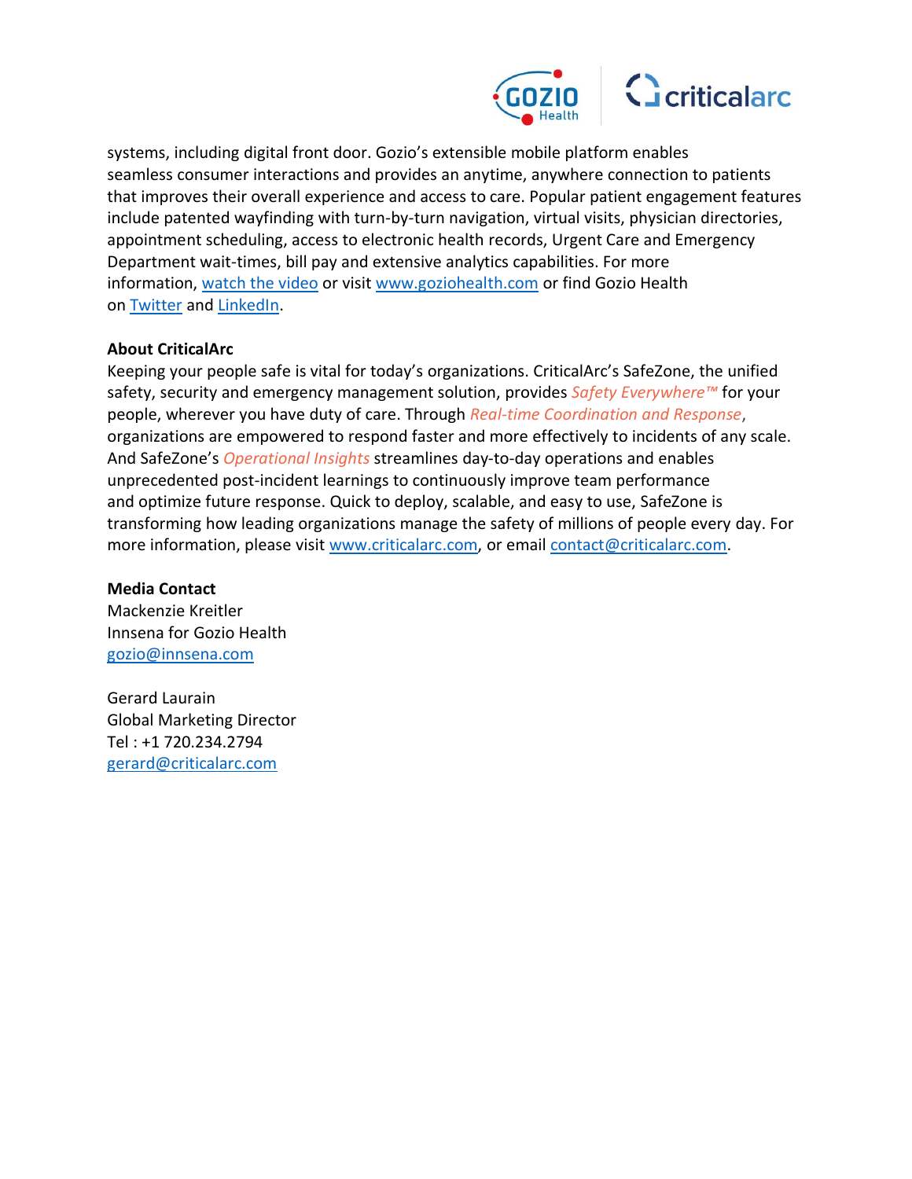systems, including digital front door. Gozio's extensible mobile platform enables seamless consumer interactions and provides an anytime, anywhere connection to patients that improves their overall experience and access to care. Popular patient engagement features include patented wayfinding with turn-by-turn navigation, virtual visits, physician directories, appointment scheduling, access to electronic health records, Urgent Care and Emergency Department wait-times, bill pay and extensive analytics capabilities. For more information, watch the video or visit www.goziohealth.com or find Gozio Health on Twitter and LinkedIn.

**About CriticalArc**

Keeping your people safe is vital for today's organizations. CriticalArc's SafeZone, the unified safety, security and emergency management solution, provides *Safety Everywhere™* for your people, wherever you have duty of care. Through *Real-time Coordination and Response*, organizations are empowered to respond faster and more effectively to incidents of any scale. And SafeZone's *Operational Insights* streamlines day-to-day operations and enables unprecedented post-incident learnings to continuously improve team performance and optimize future response. Quick to deploy, scalable, and easy to use, SafeZone is transforming how leading organizations manage the safety of millions of people every day. For more information, please visit www.criticalarc.com, or email contact@criticalarc.com.

**Media Contact**

Mackenzie Kreitler
Innsena for Gozio Health
gozio@innsena.com

Gerard Laurain
Global Marketing Director
Tel : +1 720.234.2794
gerard@criticalarc.com